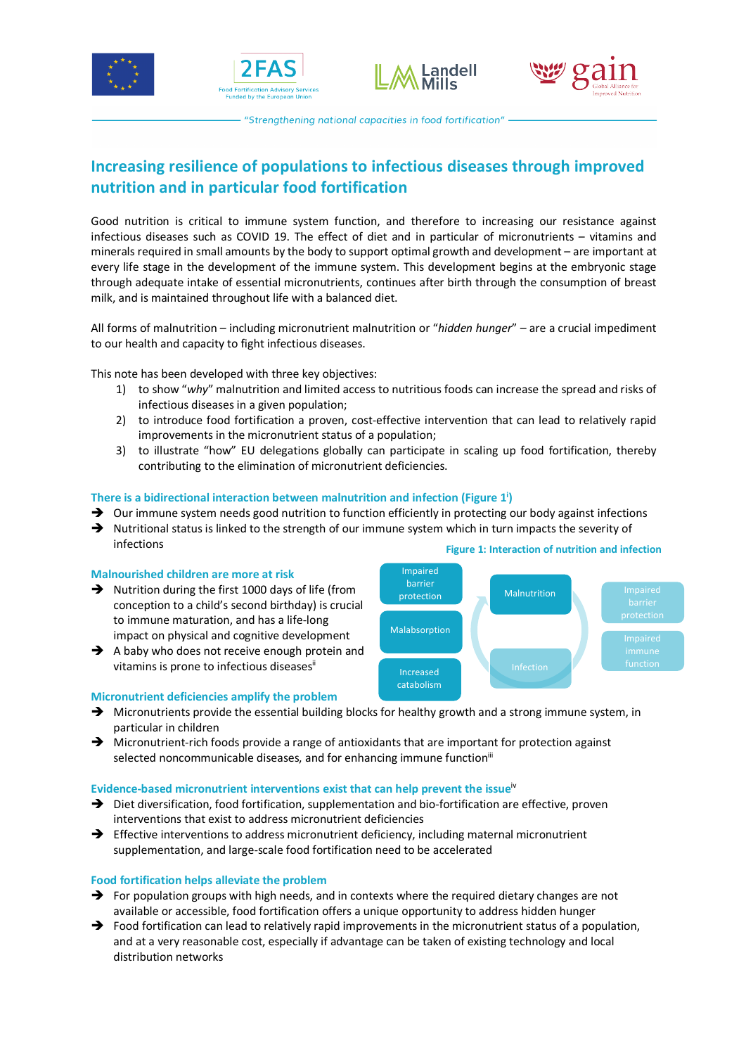"Strengthening national capacities in food fortification"

# Increasing resilience of populations to infectious diseases through improved nutrition and in particular food fortification

Good nutrition is critical to immune system function, and therefore to increasing our resistance against infectious diseases such as COVID 19. The effect of diet and in particular of micronutrients – vitamins and minerals required in small amounts by the body to support optimal growth and development – are important at every life stage in the development of the immune system. This development begins at the embryonic stage through adequate intake of essential micronutrients, continues after birth through the consumption of breast milk, and is maintained throughout life with a balanced diet.

All forms of malnutrition – including micronutrient malnutrition or "*hidden hunger*" – are a crucial impediment to our health and capacity to fight infectious diseases.

This note has been developed with three key objectives:

1) to show "*why*" malnutrition and limited access to nutritious foods can increase the spread and risks of infectious diseases in a given population;
2) to introduce food fortification a proven, cost-effective intervention that can lead to relatively rapid improvements in the micronutrient status of a population;
3) to illustrate "how" EU delegations globally can participate in scaling up food fortification, thereby contributing to the elimination of micronutrient deficiencies.

### There is a bidirectional interaction between malnutrition and infection (Figure 1[i])

- Our immune system needs good nutrition to function efficiently in protecting our body against infections
- Nutritional status is linked to the strength of our immune system which in turn impacts the severity of infections

**Figure 1: Interaction of nutrition and infection**

Impaired barrier protection | Malabsorption | Increased catabolism | Malnutrition | Infection | Impaired barrier protection | Impaired immune function

### Malnourished children are more at risk

- Nutrition during the first 1000 days of life (from conception to a child's second birthday) is crucial to immune maturation, and has a life-long impact on physical and cognitive development
- A baby who does not receive enough protein and vitamins is prone to infectious diseases[ii]

### Micronutrient deficiencies amplify the problem

- Micronutrients provide the essential building blocks for healthy growth and a strong immune system, in particular in children
- Micronutrient-rich foods provide a range of antioxidants that are important for protection against selected noncommunicable diseases, and for enhancing immune function[iii]

### Evidence-based micronutrient interventions exist that can help prevent the issue[iv]

- Diet diversification, food fortification, supplementation and bio-fortification are effective, proven interventions that exist to address micronutrient deficiencies
- Effective interventions to address micronutrient deficiency, including maternal micronutrient supplementation, and large-scale food fortification need to be accelerated

### Food fortification helps alleviate the problem

- For population groups with high needs, and in contexts where the required dietary changes are not available or accessible, food fortification offers a unique opportunity to address hidden hunger
- Food fortification can lead to relatively rapid improvements in the micronutrient status of a population, and at a very reasonable cost, especially if advantage can be taken of existing technology and local distribution networks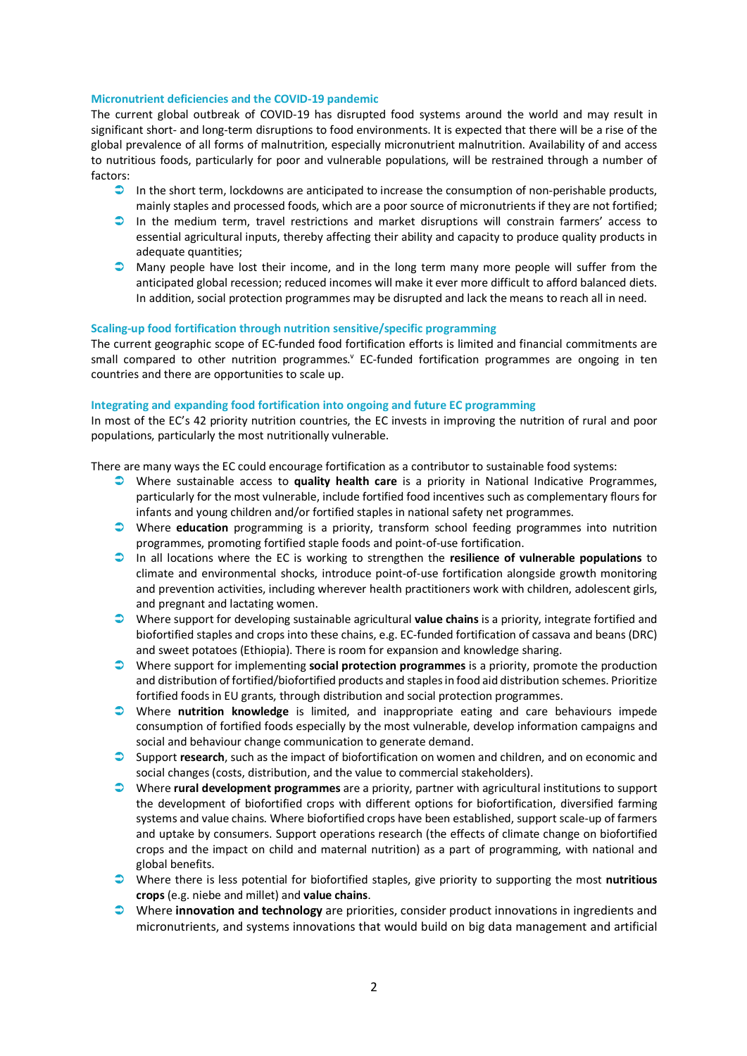### Micronutrient deficiencies and the COVID-19 pandemic

The current global outbreak of COVID-19 has disrupted food systems around the world and may result in significant short- and long-term disruptions to food environments. It is expected that there will be a rise of the global prevalence of all forms of malnutrition, especially micronutrient malnutrition. Availability of and access to nutritious foods, particularly for poor and vulnerable populations, will be restrained through a number of factors:

- In the short term, lockdowns are anticipated to increase the consumption of non-perishable products, mainly staples and processed foods, which are a poor source of micronutrients if they are not fortified;
- In the medium term, travel restrictions and market disruptions will constrain farmers' access to essential agricultural inputs, thereby affecting their ability and capacity to produce quality products in adequate quantities;
- Many people have lost their income, and in the long term many more people will suffer from the anticipated global recession; reduced incomes will make it ever more difficult to afford balanced diets. In addition, social protection programmes may be disrupted and lack the means to reach all in need.

### Scaling-up food fortification through nutrition sensitive/specific programming

The current geographic scope of EC-funded food fortification efforts is limited and financial commitments are small compared to other nutrition programmes.[v] EC-funded fortification programmes are ongoing in ten countries and there are opportunities to scale up.

### Integrating and expanding food fortification into ongoing and future EC programming

In most of the EC's 42 priority nutrition countries, the EC invests in improving the nutrition of rural and poor populations, particularly the most nutritionally vulnerable.

There are many ways the EC could encourage fortification as a contributor to sustainable food systems:

- Where sustainable access to **quality health care** is a priority in National Indicative Programmes, particularly for the most vulnerable, include fortified food incentives such as complementary flours for infants and young children and/or fortified staples in national safety net programmes.
- Where **education** programming is a priority, transform school feeding programmes into nutrition programmes, promoting fortified staple foods and point-of-use fortification.
- In all locations where the EC is working to strengthen the **resilience of vulnerable populations** to climate and environmental shocks, introduce point-of-use fortification alongside growth monitoring and prevention activities, including wherever health practitioners work with children, adolescent girls, and pregnant and lactating women.
- Where support for developing sustainable agricultural **value chains** is a priority, integrate fortified and biofortified staples and crops into these chains, e.g. EC-funded fortification of cassava and beans (DRC) and sweet potatoes (Ethiopia). There is room for expansion and knowledge sharing.
- Where support for implementing **social protection programmes** is a priority, promote the production and distribution of fortified/biofortified products and staples in food aid distribution schemes. Prioritize fortified foods in EU grants, through distribution and social protection programmes.
- Where **nutrition knowledge** is limited, and inappropriate eating and care behaviours impede consumption of fortified foods especially by the most vulnerable, develop information campaigns and social and behaviour change communication to generate demand.
- Support **research**, such as the impact of biofortification on women and children, and on economic and social changes (costs, distribution, and the value to commercial stakeholders).
- Where **rural development programmes** are a priority, partner with agricultural institutions to support the development of biofortified crops with different options for biofortification, diversified farming systems and value chains. Where biofortified crops have been established, support scale-up of farmers and uptake by consumers. Support operations research (the effects of climate change on biofortified crops and the impact on child and maternal nutrition) as a part of programming, with national and global benefits.
- Where there is less potential for biofortified staples, give priority to supporting the most **nutritious crops** (e.g. niebe and millet) and **value chains**.
- Where **innovation and technology** are priorities, consider product innovations in ingredients and micronutrients, and systems innovations that would build on big data management and artificial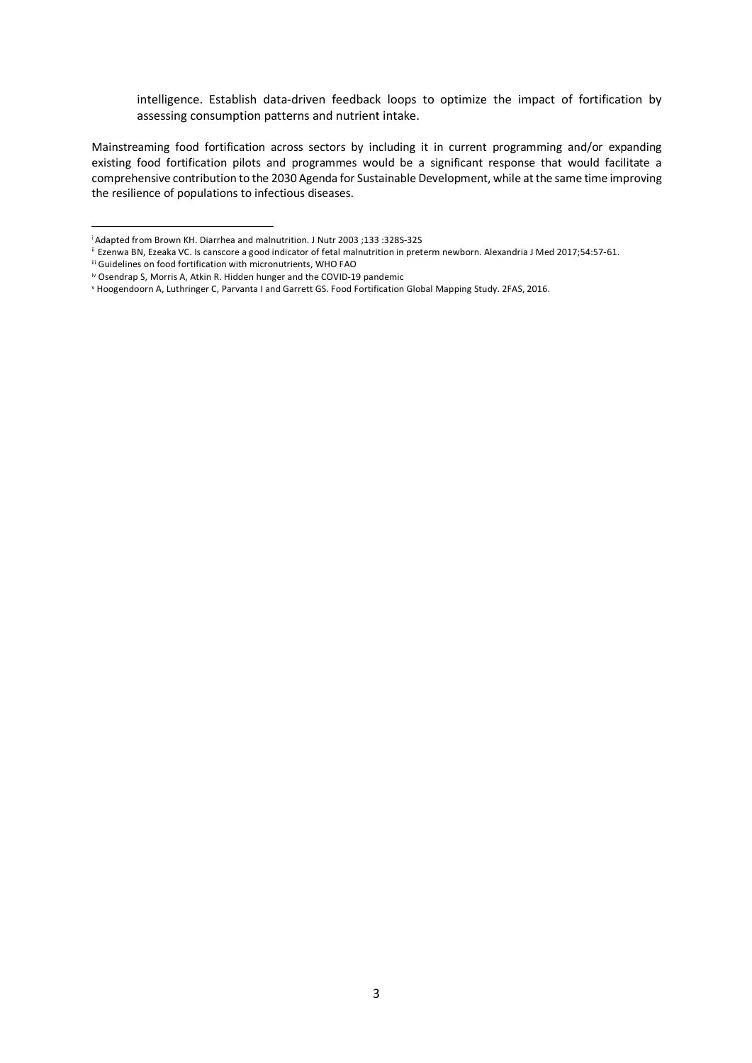intelligence. Establish data-driven feedback loops to optimize the impact of fortification by assessing consumption patterns and nutrient intake.

Mainstreaming food fortification across sectors by including it in current programming and/or expanding existing food fortification pilots and programmes would be a significant response that would facilitate a comprehensive contribution to the 2030 Agenda for Sustainable Development, while at the same time improving the resilience of populations to infectious diseases.

---

[i] Adapted from Brown KH. Diarrhea and malnutrition. J Nutr 2003 ;133 :328S-32S

[ii] Ezenwa BN, Ezeaka VC. Is canscore a good indicator of fetal malnutrition in preterm newborn. Alexandria J Med 2017;54:57-61.

[iii] Guidelines on food fortification with micronutrients, WHO FAO

[iv] Osendrap S, Morris A, Atkin R. Hidden hunger and the COVID-19 pandemic

[v] Hoogendoorn A, Luthringer C, Parvanta I and Garrett GS. Food Fortification Global Mapping Study. 2FAS, 2016.